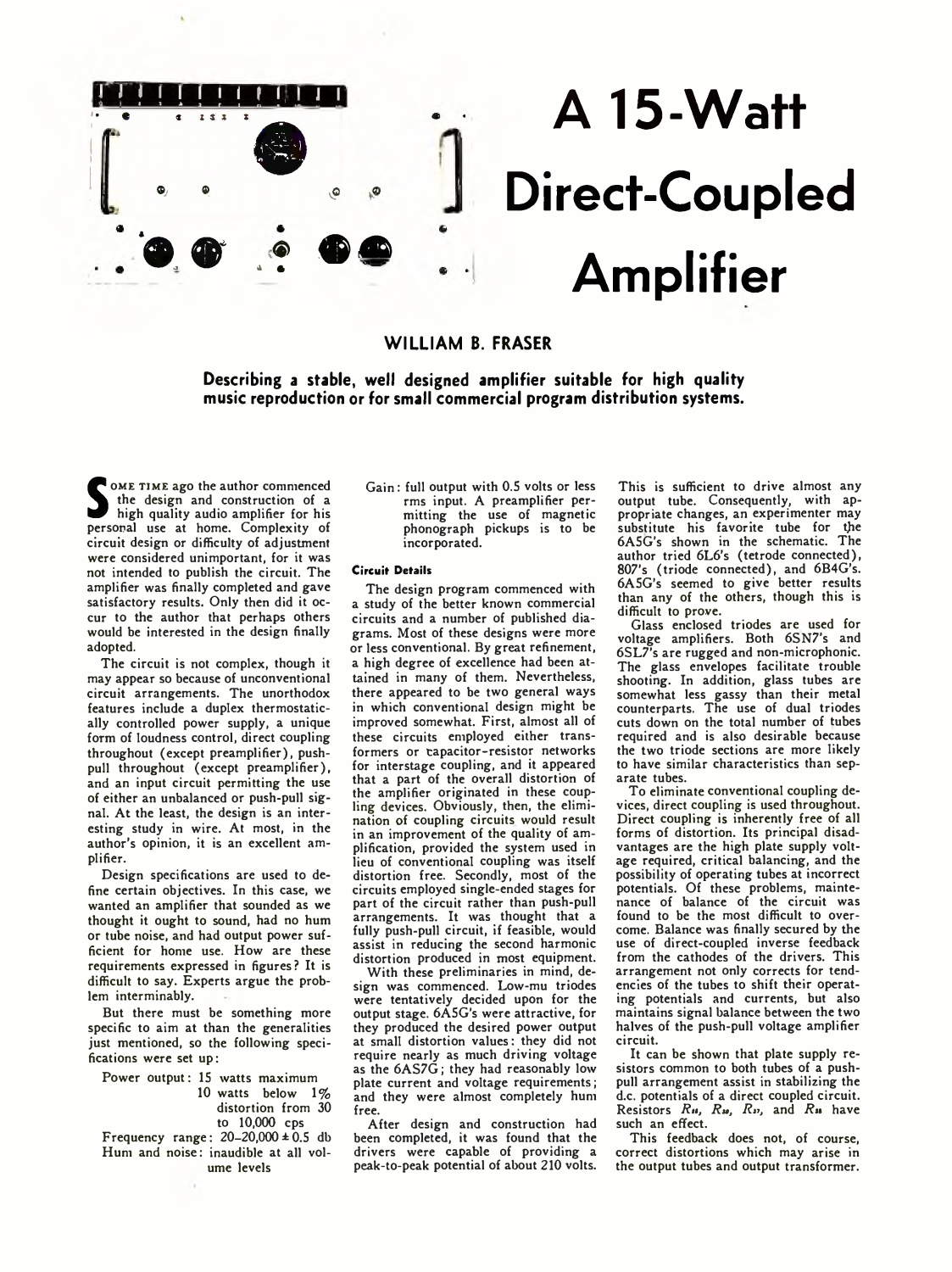# A 15-Watt Direct-Coupled Amplifier

**WILLIAM B. FRASER**

**Describing a stable, well designed amplifier suitable for high quality music reproduction or for small commercial program distribution systems.**

SOME TIME ago the author commenced the design and construction of a high quality audio amplifier for his personal use at home. Complexity of circuit design or difficulty of adjustment were considered unimportant, for it was not intended to publish the circuit. The amplifier was finally completed and gave satisfactory results. Only then did it occur to the author that perhaps others would be interested in the design finally adopted.

The circuit is not complex, though it may appear so because of unconventional circuit arrangements. The unorthodox features include a duplex thermostatically controlled power supply, a unique form of loudness control, direct coupling throughout (except preamplifier), push-pull throughout (except preamplifier), and an input circuit permitting the use of either an unbalanced or push-pull signal. At the least, the design is an interesting study in wire. At most, in the author's opinion, it is an excellent amplifier.

Design specifications are used to define certain objectives. In this case, we wanted an amplifier that sounded as we thought it ought to sound, had no hum or tube noise, and had output power sufficient for home use. How are these requirements expressed in figures? It is difficult to say. Experts argue the problem interminably.

But there must be something more specific to aim at than the generalities just mentioned, so the following specifications were set up:

Power output: 15 watts maximum
10 watts below 1% distortion from 30 to 10,000 cps

Frequency range: 20–20,000 ± 0.5 db

Hum and noise: inaudible at all volume levels

Gain: full output with 0.5 volts or less rms input. A preamplifier permitting the use of magnetic phonograph pickups is to be incorporated.

### Circuit Details

The design program commenced with a study of the better known commercial circuits and a number of published diagrams. Most of these designs were more or less conventional. By great refinement, a high degree of excellence had been attained in many of them. Nevertheless, there appeared to be two general ways in which conventional design might be improved somewhat. First, almost all of these circuits employed either transformers or capacitor-resistor networks for interstage coupling, and it appeared that a part of the overall distortion of the amplifier originated in these coupling devices. Obviously, then, the elimination of coupling circuits would result in an improvement of the quality of amplification, provided the system used in lieu of conventional coupling was itself distortion free. Secondly, most of the circuits employed single-ended stages for part of the circuit rather than push-pull arrangements. It was thought that a fully push-pull circuit, if feasible, would assist in reducing the second harmonic distortion produced in most equipment.

With these preliminaries in mind, design was commenced. Low-mu triodes were tentatively decided upon for the output stage. 6A5G's were attractive, for they produced the desired power output at small distortion values: they did not require nearly as much driving voltage as the 6AS7G; they had reasonably low plate current and voltage requirements; and they were almost completely hum free.

After design and construction had been completed, it was found that the drivers were capable of providing a peak-to-peak potential of about 210 volts. This is sufficient to drive almost any output tube. Consequently, with appropriate changes, an experimenter may substitute his favorite tube for the 6A5G's shown in the schematic. The author tried 6L6's (tetrode connected), 807's (triode connected), and 6B4G's. 6A5G's seemed to give better results than any of the others, though this is difficult to prove.

Glass enclosed triodes are used for voltage amplifiers. Both 6SN7's and 6SL7's are rugged and non-microphonic. The glass envelopes facilitate trouble shooting. In addition, glass tubes are somewhat less gassy than their metal counterparts. The use of dual triodes cuts down on the total number of tubes required and is also desirable because the two triode sections are more likely to have similar characteristics than separate tubes.

To eliminate conventional coupling devices, direct coupling is used throughout. Direct coupling is inherently free of all forms of distortion. Its principal disadvantages are the high plate supply voltage required, critical balancing, and the possibility of operating tubes at incorrect potentials. Of these problems, maintenance of balance of the circuit was found to be the most difficult to overcome. Balance was finally secured by the use of direct-coupled inverse feedback from the cathodes of the drivers. This arrangement not only corrects for tendencies of the tubes to shift their operating potentials and currents, but also maintains signal balance between the two halves of the push-pull voltage amplifier circuit.

It can be shown that plate supply resistors common to both tubes of a push-pull arrangement assist in stabilizing the d.c. potentials of a direct coupled circuit. Resistors $R_{11}$, $R_{12}$, $R_{17}$, and $R_{18}$ have such an effect.

This feedback does not, of course, correct distortions which may arise in the output tubes and output transformer.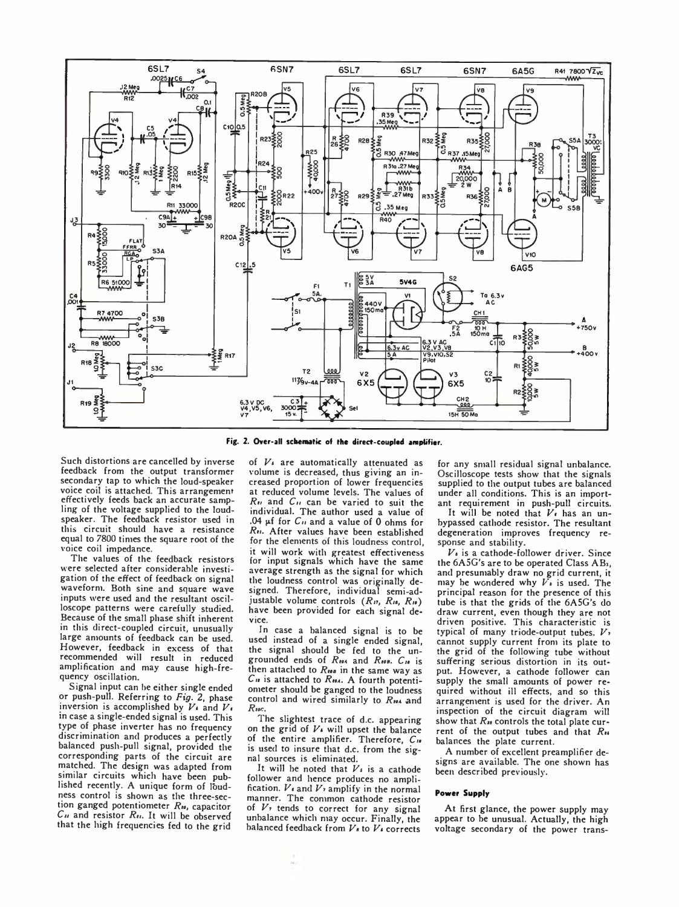Fig. 2. Over-all schematic of the direct-coupled amplifier.

Such distortions are cancelled by inverse feedback from the output transformer secondary tap to which the loud-speaker voice coil is attached. This arrangement effectively feeds back an accurate sampling of the voltage supplied to the loudspeaker. The feedback resistor used in this circuit should have a resistance equal to 7800 times the square root of the voice coil impedance.

The values of the feedback resistors were selected after considerable investigation of the effect of feedback on signal waveform. Both sine and square wave inputs were used and the resultant oscilloscope patterns were carefully studied. Because of the small phase shift inherent in this direct-coupled circuit, unusually large amounts of feedback can be used. However, feedback in excess of that recommended will result in reduced amplification and may cause high-frequency oscillation.

Signal input can be either single ended or push-pull. Referring to *Fig. 2*, phase inversion is accomplished by $V_5$ and $V_6$ in case a single-ended signal is used. This type of phase inverter has no frequency discrimination and produces a perfectly balanced push-pull signal, provided the corresponding parts of the circuit are matched. The design was adapted from similar circuits which have been published recently. A unique form of loudness control is shown as the three-section ganged potentiometer $R_{20}$, capacitor $C_{11}$ and resistor $R_{21}$. It will be observed that the high frequencies fed to the grid of $V_5$ are automatically attenuated as volume is decreased, thus giving an increased proportion of lower frequencies at reduced volume levels. The values of $R_{21}$ and $C_{11}$ can be varied to suit the individual. The author used a value of .04 µf for $C_{11}$ and a value of 0 ohms for $R_{21}$. After values have been established for the elements of this loudness control, it will work with greatest effectiveness for input signals which have the same average strength as the signal for which the loudness control was originally designed. Therefore, individual semi-adjustable volume controls ($R_{17}$, $R_{18}$, $R_{19}$) have been provided for each signal device.

In case a balanced signal is to be used instead of a single ended signal, the signal should be fed to the ungrounded ends of $R_{20A}$ and $R_{20B}$. $C_{10}$ is then attached to $R_{20B}$ in the same way as $C_{12}$ is attached to $R_{20A}$. A fourth potentiometer should be ganged to the loudness control and wired similarly to $R_{20A}$ and $R_{20C}$.

The slightest trace of d.c. appearing on the grid of $V_5$ will upset the balance of the entire amplifier. Therefore, $C_{12}$ is used to insure that d.c. from the signal sources is eliminated.

It will be noted that $V_5$ is a cathode follower and hence produces no amplification. $V_6$ and $V_7$ amplify in the normal manner. The common cathode resistor of $V_7$ tends to correct for any signal unbalance which may occur. Finally, the balanced feedback from $V_8$ to $V_6$ corrects for any small residual signal unbalance. Oscilloscope tests show that the signals supplied to the output tubes are balanced under all conditions. This is an important requirement in push-pull circuits.

It will be noted that $V_6$ has an unbypassed cathode resistor. The resultant degeneration improves frequency response and stability.

$V_8$ is a cathode-follower driver. Since the 6A5G's are to be operated Class $AB_1$, and presumably draw no grid current, it may be wondered why $V_8$ is used. The principal reason for the presence of this tube is that the grids of the 6A5G's do draw current, even though they are not driven positive. This characteristic is typical of many triode-output tubes. $V_7$ cannot supply current from its plate to the grid of the following tube without suffering serious distortion in its output. However, a cathode follower can supply the small amounts of power required without ill effects, and so this arrangement is used for the driver. An inspection of the circuit diagram will show that $R_{38}$ controls the total plate current of the output tubes and that $R_{34}$ balances the plate current.

A number of excellent preamplifier designs are available. The one shown has been described previously.

### Power Supply

At first glance, the power supply may appear to be unusual. Actually, the high voltage secondary of the power trans-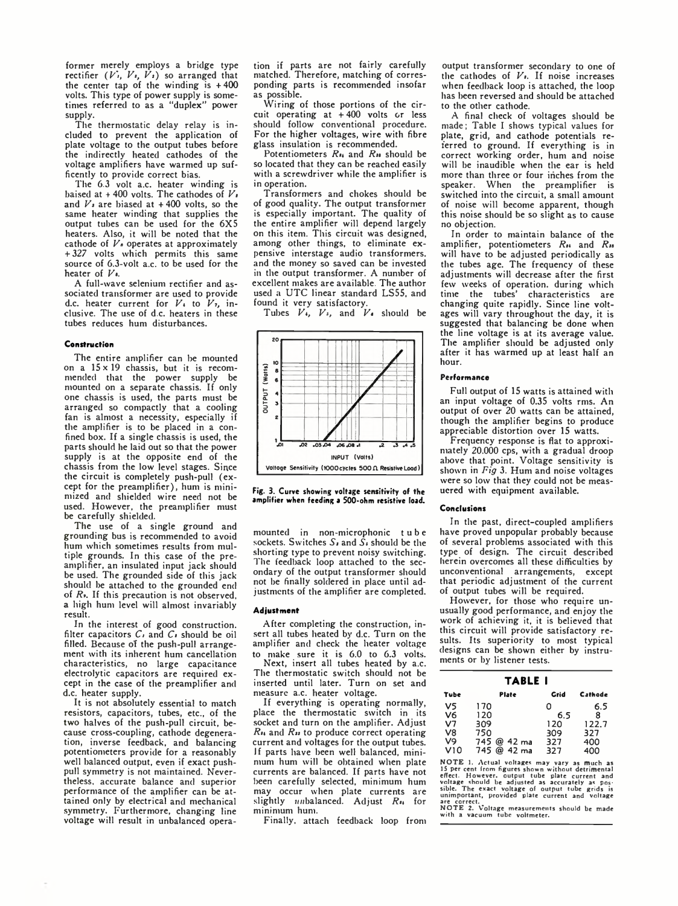former merely employs a bridge type rectifier ($V_1$, $V_2$, $V_3$) so arranged that the center tap of the winding is +400 volts. This type of power supply is sometimes referred to as a "duplex" power supply.

The thermostatic delay relay is included to prevent the application of plate voltage to the output tubes before the indirectly heated cathodes of the voltage amplifiers have warmed up sufficently to provide correct bias.

The 6.3 volt a.c. heater winding is baised at +400 volts. The cathodes of $V_9$ and $V_{10}$ are biased at +400 volts, so the same heater winding that supplies the output tubes can be used for the 6X5 heaters. Also, it will be noted that the cathode of $V_8$ operates at approximately +327 volts which permits this same source of 6.3-volt a.c. to be used for the heater of $V_8$.

A full-wave selenium rectifier and associated transformer are used to provide d.c. heater current for $V_4$ to $V_7$, inclusive. The use of d.c. heaters in these tubes reduces hum disturbances.

#### Construction

The entire amplifier can be mounted on a 15×19 chassis, but it is recommended that the power supply be mounted on a separate chassis. If only one chassis is used, the parts must be arranged so compactly that a cooling fan is almost a necessity, especially if the amplifier is to be placed in a confined box. If a single chassis is used, the parts should be laid out so that the power supply is at the opposite end of the chassis from the low level stages. Since the circuit is completely push-pull (except for the preamplifier), hum is minimized and shielded wire need not be used. However, the preamplifier must be carefully shielded.

The use of a single ground and grounding bus is recommended to avoid hum which sometimes results from multiple grounds. In this case of the preamplifier, an insulated input jack should be used. The grounded side of this jack should be attached to the grounded end of $R_1$. If this precaution is not observed, a high hum level will almost invariably result.

In the interest of good construction, filter capacitors $C_1$ and $C_4$ should be oil filled. Because of the push-pull arrangement with its inherent hum cancellation characteristics, no large capacitance electrolytic capacitors are required except in the case of the preamplifier and d.c. heater supply.

It is not absolutely essential to match resistors, capacitors, tubes, etc., of the two halves of the push-pull circuit, because cross-coupling, cathode degeneration, inverse feedback, and balancing potentiometers provide for a reasonably well balanced output, even if exact push-pull symmetry is not maintained. Nevertheless, accurate balance and superior performance of the amplifier can be attained only by electrical and mechanical symmetry. Furthermore, changing line voltage will result in unbalanced operation if parts are not fairly carefully matched. Therefore, matching of corresponding parts is recommended insofar as possible.

Wiring of those portions of the circuit operating at +400 volts or less should follow conventional procedure. For the higher voltages, wire with fibre glass insulation is recommended.

Potentiometers $R_{11}$ and $R_{33}$ should be so located that they can be reached easily with a screwdriver while the amplifier is in operation.

Transformers and chokes should be of good quality. The output transformer is especially important. The quality of the entire amplifier will depend largely on this item. This circuit was designed, among other things, to eliminate expensive interstage audio transformers, and the money so saved can be invested in the output transformer. A number of excellent makes are available. The author used a UTC linear standard LS55, and found it very satisfactory.

Tubes $V_4$, $V_5$, and $V_6$ should be mounted in non-microphonic tube sockets. Switches $S_2$ and $S_3$ should be the shorting type to prevent noisy switching. The feedback loop attached to the secondary of the output transformer should not be finally soldered in place until adjustments of the amplifier are completed.

Voltage Sensitivity (1000 cycles 500 Ω Resistive Load)

**Fig. 3. Curve showing voltage sensitivity of the amplifier when feeding a 500-ohm resistive load.**

#### Adjustment

After completing the construction, insert all tubes heated by d.c. Turn on the amplifier and check the heater voltage to make sure it is 6.0 to 6.3 volts.

Next, insert all tubes heated by a.c. The thermostatic switch should not be inserted until later. Turn on set and measure a.c. heater voltage.

If everything is operating normally, place the thermostatic switch in its socket and turn on the amplifier. Adjust $R_{11}$ and $R_{33}$ to produce correct operating current and voltages for the output tubes. If parts have been well balanced, minimum hum will be obtained when plate currents are balanced. If parts have not been carefully selected, minimum hum may occur when plate currents are slightly *un*balanced. Adjust $R_{11}$ for minimum hum.

Finally, attach feedback loop from output transformer secondary to one of the cathodes of $V_4$. If noise increases when feedback loop is attached, the loop has been reversed and should be attached to the other cathode.

A final check of voltages should be made; Table I shows typical values for plate, grid, and cathode potentials referred to ground. If everything is in correct working order, hum and noise will be inaudible when the ear is held more than three or four inches from the speaker. When the preamplifier is switched into the circuit, a small amount of noise will become apparent, though this noise should be so slight as to cause no objection.

In order to maintain balance of the amplifier, potentiometers $R_{11}$ and $R_{33}$ will have to be adjusted periodically as the tubes age. The frequency of these adjustments will decrease after the first few weeks of operation, during which time the tubes' characteristics are changing quite rapidly. Since line voltages will vary throughout the day, it is suggested that balancing be done when the line voltage is at its average value. The amplifier should be adjusted only after it has warmed up at least half an hour.

#### Performance

Full output of 15 watts is attained with an input voltage of 0.35 volts rms. An output of over 20 watts can be attained, though the amplifier begins to produce appreciable distortion over 15 watts.

Frequency response is flat to approximately 20.000 cps, with a gradual droop above that point. Voltage sensitivity is shown in *Fig* 3. Hum and noise voltages were so low that they could not be measured with equipment available.

#### Conclusions

In the past, direct-coupled amplifiers have proved unpopular probably because of several problems associated with this type of design. The circuit described herein overcomes all these difficulties by unconventional arrangements, except that periodic adjustment of the current of output tubes will be required.

However, for those who require unusually good performance, and enjoy the work of achieving it, it is believed that this circuit will provide satisfactory results. Its superiority to most typical designs can be shown either by instruments or by listener tests.

**TABLE I**

| Tube | Plate | Grid | Cathode |
|---|---|---|---|
| V5 | 170 | 0 | 6.5 |
| V6 | 120 | 6.5 | 8 |
| V7 | 309 | 120 | 122.7 |
| V8 | 750 | 309 | 327 |
| V9 | 745 @ 42 ma | 327 | 400 |
| V10 | 745 @ 42 ma | 327 | 400 |

NOTE 1. Actual voltages may vary as much as 15 per cent from figures shown without detrimental effect. However, output tube plate current and voltage should be adjusted as accurately as possible. The exact voltage of output tube grids is unimportant, provided plate current and voltage are correct.
NOTE 2. Voltage measurements should be made with a vacuum tube voltmeter.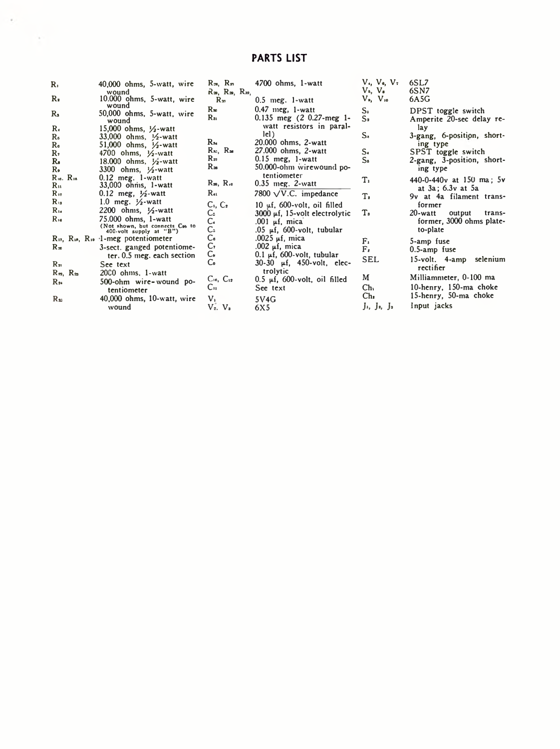## PARTS LIST

| | |
|---|---|
| $R_1$ | 40,000 ohms, 5-watt, wire wound |
| $R_2$ | 10.000 ohms, 5-watt, wire wound |
| $R_3$ | 50,000 ohms, 5-watt, wire wound |
| $R_4$ | 15,000 ohms, ½-watt |
| $R_5$ | 33,000 ohms, ½-watt |
| $R_6$ | 51,000 ohms, ½-watt |
| $R_7$ | 4700 ohms, ½-watt |
| $R_8$ | 18.000 ohms, ½-watt |
| $R_9$ | 3300 ohms, ½-watt |
| $R_{10}$, $R_{15}$ | 0.12 meg. 1-watt |
| $R_{11}$ | 33,000 ohms, 1-watt |
| $R_{12}$ | 0.12 meg, ½-watt |
| $R_{13}$ | 1.0 meg. ½-watt |
| $R_{14}$ | 2200 ohms, ½-watt |
| $R_{16}$ | 75.000 ohms, 1-watt (Not shown, but connects $C_{9b}$ to 400-volt supply at "B") |
| $R_{17}$, $R_{18}$, $R_{19}$ | 1-meg potentiometer |
| $R_{20}$ | 3-sect. ganged potentiometer. 0.5 meg. each section |
| $R_{21}$ | See text |
| $R_{22}$, $R_{23}$ | 2000 ohms. 1-watt |
| $R_{24}$ | 500-ohm wire-wound potentiometer |
| $R_{25}$ | 40,000 ohms, 10-watt, wire wound |
| $R_{26}$, $R_{27}$ | 4700 ohms, 1-watt |
| $R_{28}$, $R_{29}$, $R_{32}$, $R_{33}$ | 0.5 meg. 1-watt |
| $R_{30}$ | 0.47 meg, 1-watt |
| $R_{31}$ | 0.135 meg (2 0.27-meg 1-watt resistors in parallel) |
| $R_{34}$ | 20.000 ohms, 2-watt |
| $R_{35}$, $R_{36}$ | 27.000 ohms, 2-watt |
| $R_{37}$ | 0.15 meg, 1-watt |
| $R_{38}$ | 50.000-ohm wirewound potentiometer |
| $R_{39}$, $R_{40}$ | 0.35 meg. 2-watt |
| $R_{41}$ | 7800 $\sqrt{V.C.}$ impedance |
| $C_1$, $C_2$ | 10 µf, 600-volt, oil filled |
| $C_3$ | 3000 µf, 15-volt electrolytic |
| $C_4$ | .001 µf, mica |
| $C_5$ | .05 µf, 600-volt, tubular |
| $C_6$ | .0025 µf, mica |
| $C_7$ | .002 µf, mica |
| $C_8$ | 0.1 µf, 600-volt, tubular |
| $C_9$ | 30-30 µf, 450-volt, electrolytic |
| $C_{10}$, $C_{12}$ | 0.5 µf, 600-volt, oil filled |
| $C_{11}$ | See text |
| $V_1$ | 5V4G |
| $V_2$, $V_3$ | 6X5 |
| $V_4$, $V_6$, $V_7$ | 6SL7 |
| $V_5$, $V_8$ | 6SN7 |
| $V_9$, $V_{10}$ | 6A5G |
| $S_1$ | DPST toggle switch |
| $S_2$ | Amperite 20-sec delay relay |
| $S_3$ | 3-gang, 6-position, shorting type |
| $S_4$ | SPST toggle switch |
| $S_5$ | 2-gang, 3-position, shorting type |
| $T_1$ | 440-0-440v at 150 ma; 5v at 3a; 6.3v at 5a |
| $T_2$ | 9v at 4a filament transformer |
| $T_3$ | 20-watt output transformer, 3000 ohms plate-to-plate |
| $F_1$ | 5-amp fuse |
| $F_2$ | 0.5-amp fuse |
| SEL | 15-volt. 4-amp selenium rectifier |
| M | Milliammeter, 0-100 ma |
| $Ch_1$ | 10-henry, 150-ma choke |
| $Ch_2$ | 15-henry, 50-ma choke |
| $J_1$, $J_2$, $J_3$ | Input jacks |